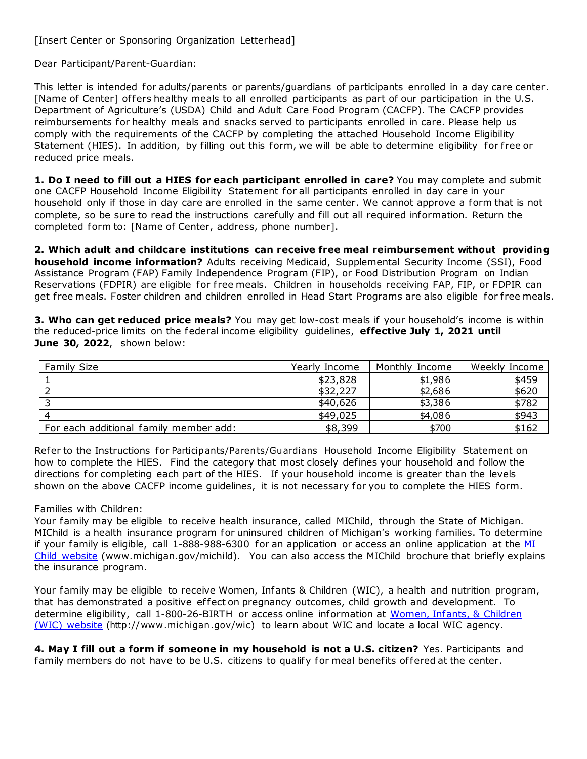[Insert Center or Sponsoring Organization Letterhead]

Dear Participant/Parent-Guardian:

This letter is intended for adults/parents or parents/guardians of participants enrolled in a day care center. [Name of Center] offers healthy meals to all enrolled participants as part of our participation in the U.S. Department of Agriculture's (USDA) Child and Adult Care Food Program (CACFP). The CACFP provides reimbursements for healthy meals and snacks served to participants enrolled in care. Please help us comply with the requirements of the CACFP by completing the attached Household Income Eligibility Statement (HIES). In addition, by filling out this form, we will be able to determine eligibility for free or reduced price meals.

**1. Do I need to fill out a HIES for each participant enrolled in care?** You may complete and submit one CACFP Household Income Eligibility Statement for all participants enrolled in day care in your household only if those in day care are enrolled in the same center. We cannot approve a form that is not complete, so be sure to read the instructions carefully and fill out all required information. Return the completed form to: [Name of Center, address, phone number].

**2. Which adult and childcare institutions can receive free meal reimbursement without providing household income information?** Adults receiving Medicaid, Supplemental Security Income (SSI), Food Assistance Program (FAP) Family Independence Program (FIP), or Food Distribution Program on Indian Reservations (FDPIR) are eligible for free meals. Children in households receiving FAP, FIP, or FDPIR can get free meals. Foster children and children enrolled in Head Start Programs are also eligible for free meals.

**3. Who can get reduced price meals?** You may get low-cost meals if your household's income is within the reduced-price limits on the federal income eligibility guidelines, **effective July 1, 2021 until June 30, 2022**, shown below:

| Family Size | Yearly Income | Monthly Income | Weekly Income |
|---|---|---|---|
| 1 | $23,828 | $1,986 | $459 |
| 2 | $32,227 | $2,686 | $620 |
| 3 | $40,626 | $3,386 | $782 |
| 4 | $49,025 | $4,086 | $943 |
| For each additional family member add: | $8,399 | $700 | $162 |

Refer to the Instructions for Participants/Parents/Guardians Household Income Eligibility Statement on how to complete the HIES. Find the category that most closely defines your household and follow the directions for completing each part of the HIES. If your household income is greater than the levels shown on the above CACFP income guidelines, it is not necessary for you to complete the HIES form.

Families with Children:
Your family may be eligible to receive health insurance, called MIChild, through the State of Michigan. MIChild is a health insurance program for uninsured children of Michigan's working families. To determine if your family is eligible, call 1-888-988-6300 for an application or access an online application at the MI Child website (www.michigan.gov/michild). You can also access the MIChild brochure that briefly explains the insurance program.

Your family may be eligible to receive Women, Infants & Children (WIC), a health and nutrition program, that has demonstrated a positive effect on pregnancy outcomes, child growth and development. To determine eligibility, call 1-800-26-BIRTH or access online information at Women, Infants, & Children (WIC) website (http://www.michigan.gov/wic) to learn about WIC and locate a local WIC agency.

**4. May I fill out a form if someone in my household is not a U.S. citizen?** Yes. Participants and family members do not have to be U.S. citizens to qualify for meal benefits offered at the center.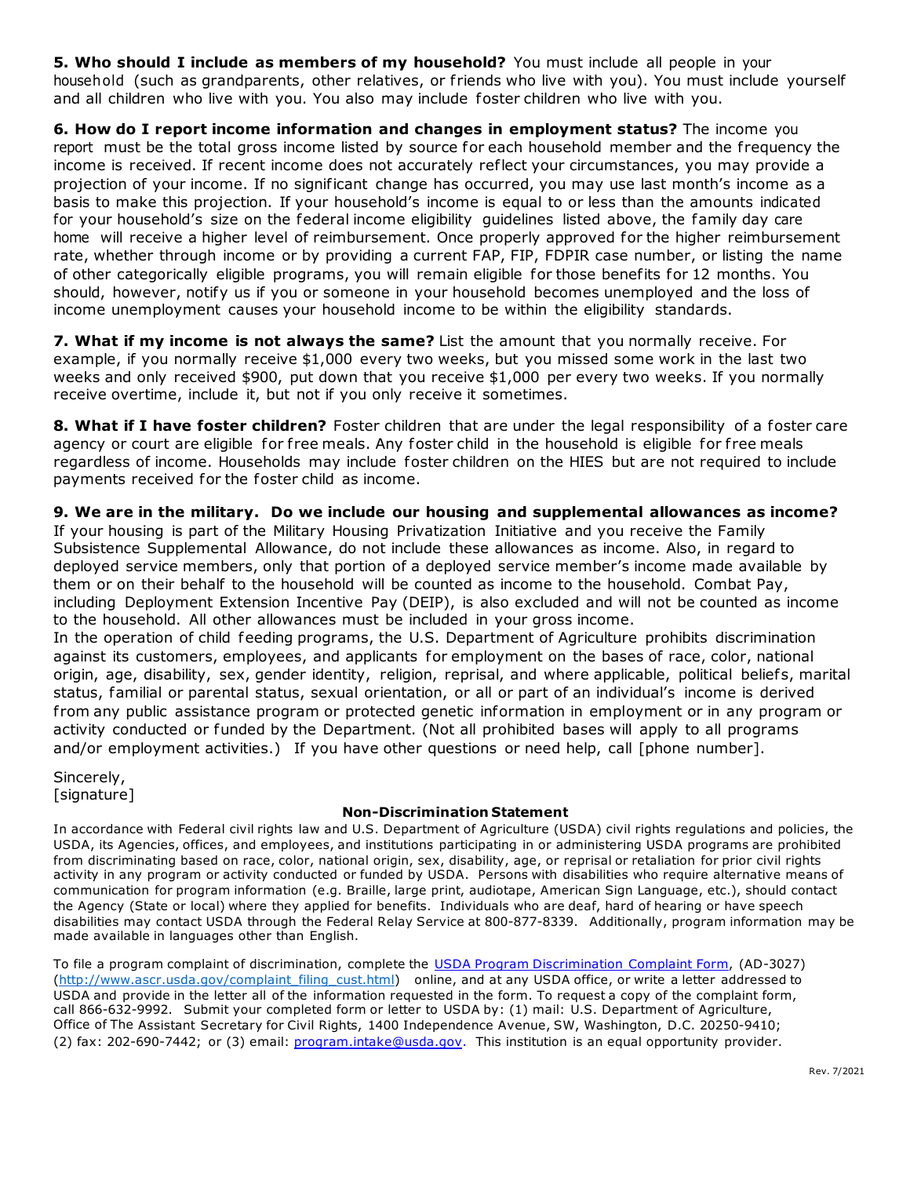**5. Who should I include as members of my household?** You must include all people in your household (such as grandparents, other relatives, or friends who live with you). You must include yourself and all children who live with you. You also may include foster children who live with you.

**6. How do I report income information and changes in employment status?** The income you report must be the total gross income listed by source for each household member and the frequency the income is received. If recent income does not accurately reflect your circumstances, you may provide a projection of your income. If no significant change has occurred, you may use last month's income as a basis to make this projection. If your household's income is equal to or less than the amounts indicated for your household's size on the federal income eligibility guidelines listed above, the family day care home will receive a higher level of reimbursement. Once properly approved for the higher reimbursement rate, whether through income or by providing a current FAP, FIP, FDPIR case number, or listing the name of other categorically eligible programs, you will remain eligible for those benefits for 12 months. You should, however, notify us if you or someone in your household becomes unemployed and the loss of income unemployment causes your household income to be within the eligibility standards.

**7. What if my income is not always the same?** List the amount that you normally receive. For example, if you normally receive $1,000 every two weeks, but you missed some work in the last two weeks and only received $900, put down that you receive $1,000 per every two weeks. If you normally receive overtime, include it, but not if you only receive it sometimes.

**8. What if I have foster children?** Foster children that are under the legal responsibility of a foster care agency or court are eligible for free meals. Any foster child in the household is eligible for free meals regardless of income. Households may include foster children on the HIES but are not required to include payments received for the foster child as income.

**9. We are in the military. Do we include our housing and supplemental allowances as income?**
If your housing is part of the Military Housing Privatization Initiative and you receive the Family Subsistence Supplemental Allowance, do not include these allowances as income. Also, in regard to deployed service members, only that portion of a deployed service member's income made available by them or on their behalf to the household will be counted as income to the household. Combat Pay, including Deployment Extension Incentive Pay (DEIP), is also excluded and will not be counted as income to the household. All other allowances must be included in your gross income.
In the operation of child feeding programs, the U.S. Department of Agriculture prohibits discrimination against its customers, employees, and applicants for employment on the bases of race, color, national origin, age, disability, sex, gender identity, religion, reprisal, and where applicable, political beliefs, marital status, familial or parental status, sexual orientation, or all or part of an individual's income is derived from any public assistance program or protected genetic information in employment or in any program or activity conducted or funded by the Department. (Not all prohibited bases will apply to all programs and/or employment activities.) If you have other questions or need help, call [phone number].

Sincerely,
[signature]

**Non-Discrimination Statement**

In accordance with Federal civil rights law and U.S. Department of Agriculture (USDA) civil rights regulations and policies, the USDA, its Agencies, offices, and employees, and institutions participating in or administering USDA programs are prohibited from discriminating based on race, color, national origin, sex, disability, age, or reprisal or retaliation for prior civil rights activity in any program or activity conducted or funded by USDA. Persons with disabilities who require alternative means of communication for program information (e.g. Braille, large print, audiotape, American Sign Language, etc.), should contact the Agency (State or local) where they applied for benefits. Individuals who are deaf, hard of hearing or have speech disabilities may contact USDA through the Federal Relay Service at 800-877-8339. Additionally, program information may be made available in languages other than English.

To file a program complaint of discrimination, complete the USDA Program Discrimination Complaint Form, (AD-3027) (http://www.ascr.usda.gov/complaint_filing_cust.html) online, and at any USDA office, or write a letter addressed to USDA and provide in the letter all of the information requested in the form. To request a copy of the complaint form, call 866-632-9992. Submit your completed form or letter to USDA by: (1) mail: U.S. Department of Agriculture, Office of The Assistant Secretary for Civil Rights, 1400 Independence Avenue, SW, Washington, D.C. 20250-9410; (2) fax: 202-690-7442; or (3) email: program.intake@usda.gov. This institution is an equal opportunity provider.

Rev. 7/2021